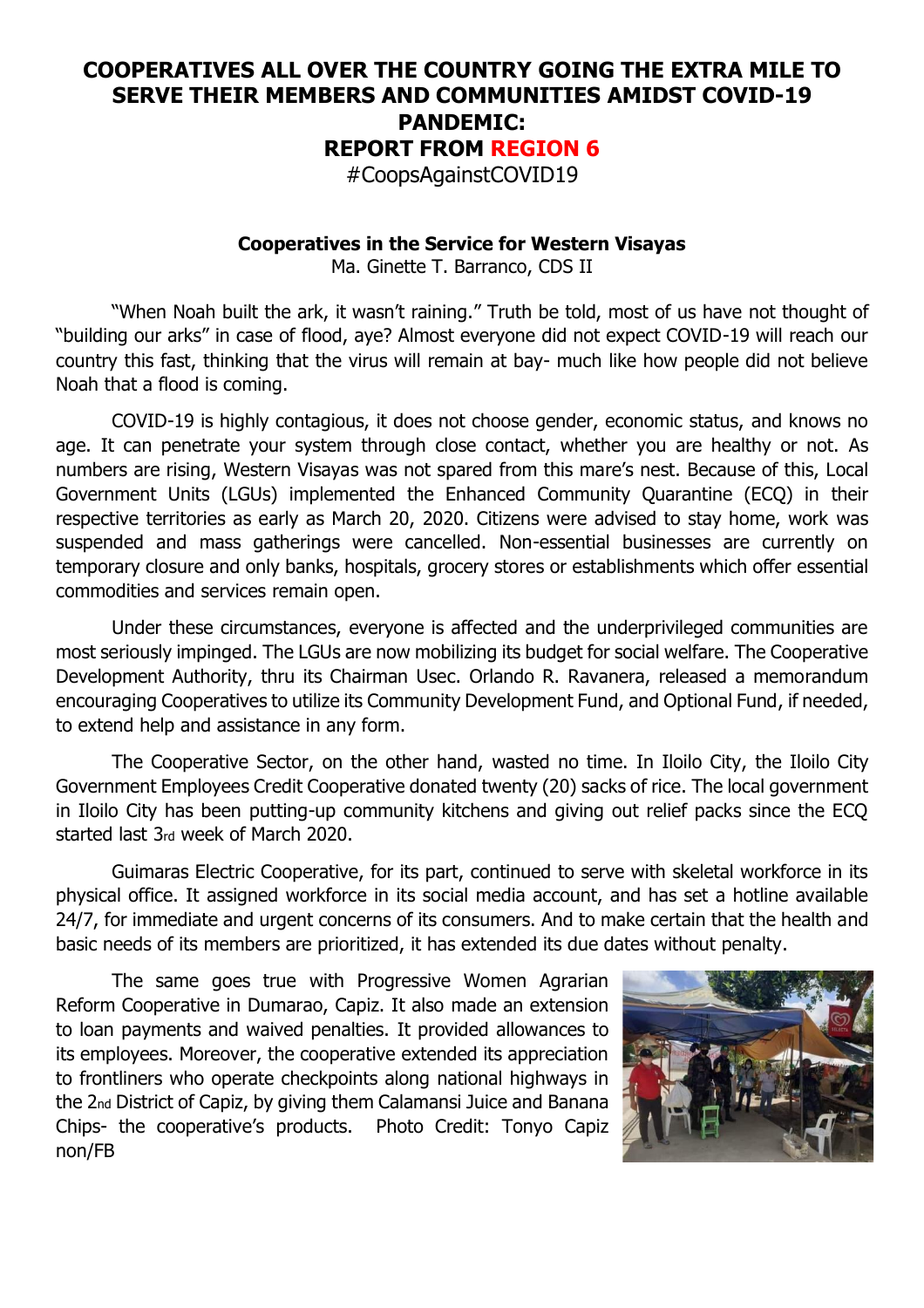# COOPERATIVES ALL OVER THE COUNTRY GOING THE EXTRA MILE TO SERVE THEIR MEMBERS AND COMMUNITIES AMIDST COVID-19 PANDEMIC:
# REPORT FROM REGION 6

#CoopsAgainstCOVID19

### Cooperatives in the Service for Western Visayas

Ma. Ginette T. Barranco, CDS II

"When Noah built the ark, it wasn't raining." Truth be told, most of us have not thought of "building our arks" in case of flood, aye? Almost everyone did not expect COVID-19 will reach our country this fast, thinking that the virus will remain at bay- much like how people did not believe Noah that a flood is coming.

COVID-19 is highly contagious, it does not choose gender, economic status, and knows no age. It can penetrate your system through close contact, whether you are healthy or not. As numbers are rising, Western Visayas was not spared from this mare's nest. Because of this, Local Government Units (LGUs) implemented the Enhanced Community Quarantine (ECQ) in their respective territories as early as March 20, 2020. Citizens were advised to stay home, work was suspended and mass gatherings were cancelled. Non-essential businesses are currently on temporary closure and only banks, hospitals, grocery stores or establishments which offer essential commodities and services remain open.

Under these circumstances, everyone is affected and the underprivileged communities are most seriously impinged. The LGUs are now mobilizing its budget for social welfare. The Cooperative Development Authority, thru its Chairman Usec. Orlando R. Ravanera, released a memorandum encouraging Cooperatives to utilize its Community Development Fund, and Optional Fund, if needed, to extend help and assistance in any form.

The Cooperative Sector, on the other hand, wasted no time. In Iloilo City, the Iloilo City Government Employees Credit Cooperative donated twenty (20) sacks of rice. The local government in Iloilo City has been putting-up community kitchens and giving out relief packs since the ECQ started last 3rd week of March 2020.

Guimaras Electric Cooperative, for its part, continued to serve with skeletal workforce in its physical office. It assigned workforce in its social media account, and has set a hotline available 24/7, for immediate and urgent concerns of its consumers. And to make certain that the health and basic needs of its members are prioritized, it has extended its due dates without penalty.

The same goes true with Progressive Women Agrarian Reform Cooperative in Dumarao, Capiz. It also made an extension to loan payments and waived penalties. It provided allowances to its employees. Moreover, the cooperative extended its appreciation to frontliners who operate checkpoints along national highways in the 2nd District of Capiz, by giving them Calamansi Juice and Banana Chips- the cooperative's products. Photo Credit: Tonyo Capiz non/FB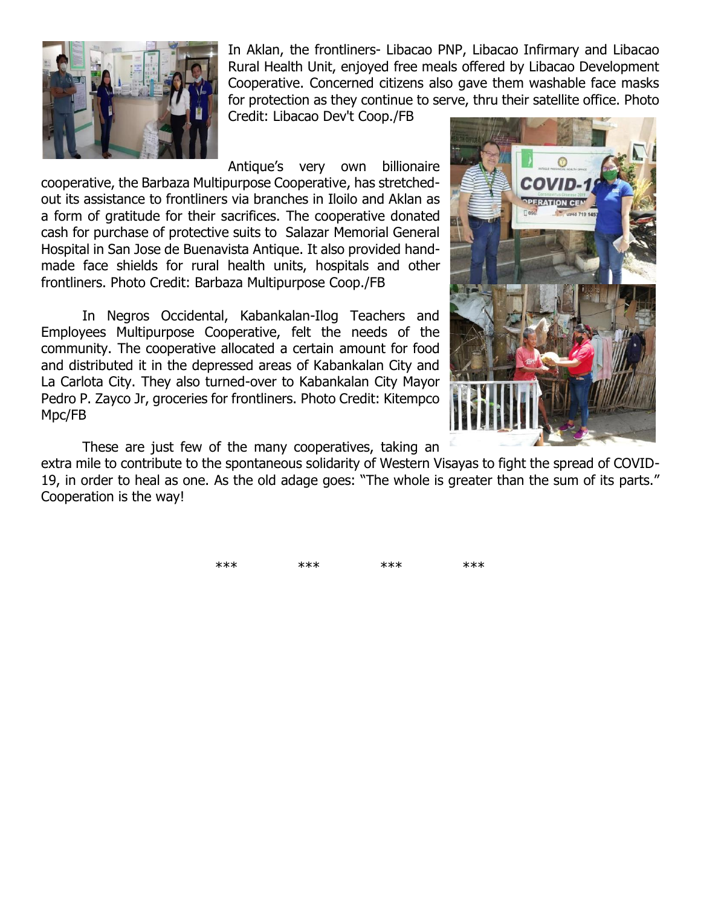In Aklan, the frontliners- Libacao PNP, Libacao Infirmary and Libacao Rural Health Unit, enjoyed free meals offered by Libacao Development Cooperative. Concerned citizens also gave them washable face masks for protection as they continue to serve, thru their satellite office. Photo Credit: Libacao Dev't Coop./FB

Antique's very own billionaire cooperative, the Barbaza Multipurpose Cooperative, has stretched-out its assistance to frontliners via branches in Iloilo and Aklan as a form of gratitude for their sacrifices. The cooperative donated cash for purchase of protective suits to Salazar Memorial General Hospital in San Jose de Buenavista Antique. It also provided hand-made face shields for rural health units, hospitals and other frontliners. Photo Credit: Barbaza Multipurpose Coop./FB

In Negros Occidental, Kabankalan-Ilog Teachers and Employees Multipurpose Cooperative, felt the needs of the community. The cooperative allocated a certain amount for food and distributed it in the depressed areas of Kabankalan City and La Carlota City. They also turned-over to Kabankalan City Mayor Pedro P. Zayco Jr, groceries for frontliners. Photo Credit: Kitempco Mpc/FB

These are just few of the many cooperatives, taking an extra mile to contribute to the spontaneous solidarity of Western Visayas to fight the spread of COVID-19, in order to heal as one. As the old adage goes: "The whole is greater than the sum of its parts." Cooperation is the way!

*** *** *** ***